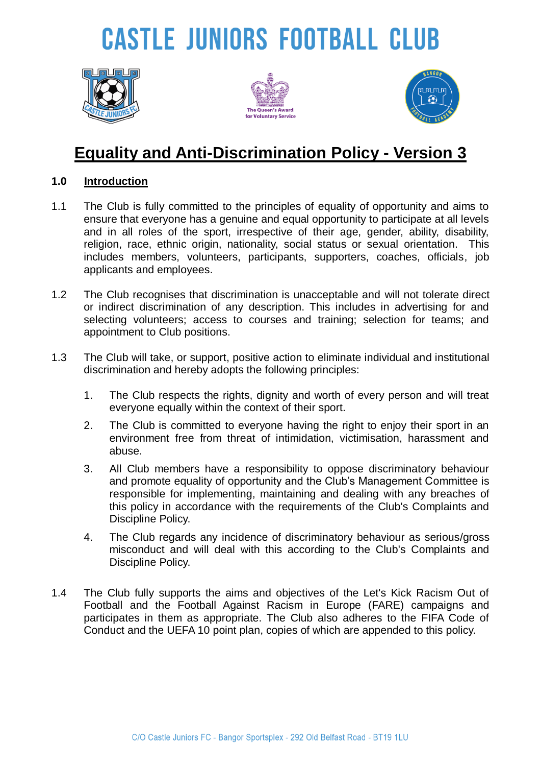# CASTLE JUNIORS FOOTBALL CLUB

## Equality and Anti-Discrimination Policy - Version 3

### 1.0 Introduction

1.1 The Club is fully committed to the principles of equality of opportunity and aims to ensure that everyone has a genuine and equal opportunity to participate at all levels and in all roles of the sport, irrespective of their age, gender, ability, disability, religion, race, ethnic origin, nationality, social status or sexual orientation. This includes members, volunteers, participants, supporters, coaches, officials, job applicants and employees.

1.2 The Club recognises that discrimination is unacceptable and will not tolerate direct or indirect discrimination of any description. This includes in advertising for and selecting volunteers; access to courses and training; selection for teams; and appointment to Club positions.

1.3 The Club will take, or support, positive action to eliminate individual and institutional discrimination and hereby adopts the following principles:

1. The Club respects the rights, dignity and worth of every person and will treat everyone equally within the context of their sport.
2. The Club is committed to everyone having the right to enjoy their sport in an environment free from threat of intimidation, victimisation, harassment and abuse.
3. All Club members have a responsibility to oppose discriminatory behaviour and promote equality of opportunity and the Club's Management Committee is responsible for implementing, maintaining and dealing with any breaches of this policy in accordance with the requirements of the Club's Complaints and Discipline Policy.
4. The Club regards any incidence of discriminatory behaviour as serious/gross misconduct and will deal with this according to the Club's Complaints and Discipline Policy.

1.4 The Club fully supports the aims and objectives of the Let's Kick Racism Out of Football and the Football Against Racism in Europe (FARE) campaigns and participates in them as appropriate. The Club also adheres to the FIFA Code of Conduct and the UEFA 10 point plan, copies of which are appended to this policy.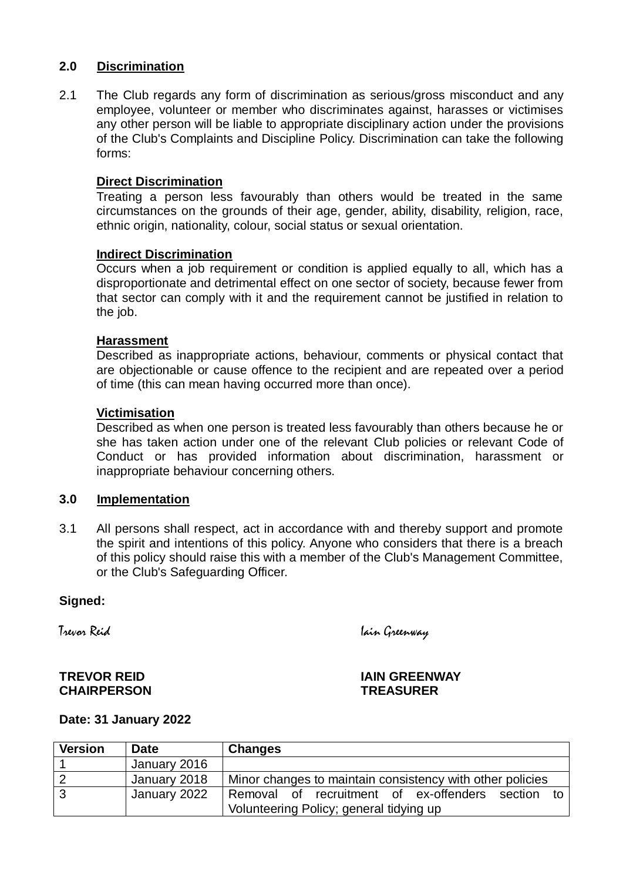## 2.0 Discrimination

2.1 The Club regards any form of discrimination as serious/gross misconduct and any employee, volunteer or member who discriminates against, harasses or victimises any other person will be liable to appropriate disciplinary action under the provisions of the Club's Complaints and Discipline Policy. Discrimination can take the following forms:

**Direct Discrimination**
Treating a person less favourably than others would be treated in the same circumstances on the grounds of their age, gender, ability, disability, religion, race, ethnic origin, nationality, colour, social status or sexual orientation.

**Indirect Discrimination**
Occurs when a job requirement or condition is applied equally to all, which has a disproportionate and detrimental effect on one sector of society, because fewer from that sector can comply with it and the requirement cannot be justified in relation to the job.

**Harassment**
Described as inappropriate actions, behaviour, comments or physical contact that are objectionable or cause offence to the recipient and are repeated over a period of time (this can mean having occurred more than once).

**Victimisation**
Described as when one person is treated less favourably than others because he or she has taken action under one of the relevant Club policies or relevant Code of Conduct or has provided information about discrimination, harassment or inappropriate behaviour concerning others.

## 3.0 Implementation

3.1 All persons shall respect, act in accordance with and thereby support and promote the spirit and intentions of this policy. Anyone who considers that there is a breach of this policy should raise this with a member of the Club's Management Committee, or the Club's Safeguarding Officer.

**Signed:**

*Trevor Reid* *Iain Greenway*

**TREVOR REID**
**CHAIRPERSON**

**IAIN GREENWAY**
**TREASURER**

**Date: 31 January 2022**

| Version | Date | Changes |
|---|---|---|
| 1 | January 2016 | |
| 2 | January 2018 | Minor changes to maintain consistency with other policies |
| 3 | January 2022 | Removal of recruitment of ex-offenders section to Volunteering Policy; general tidying up |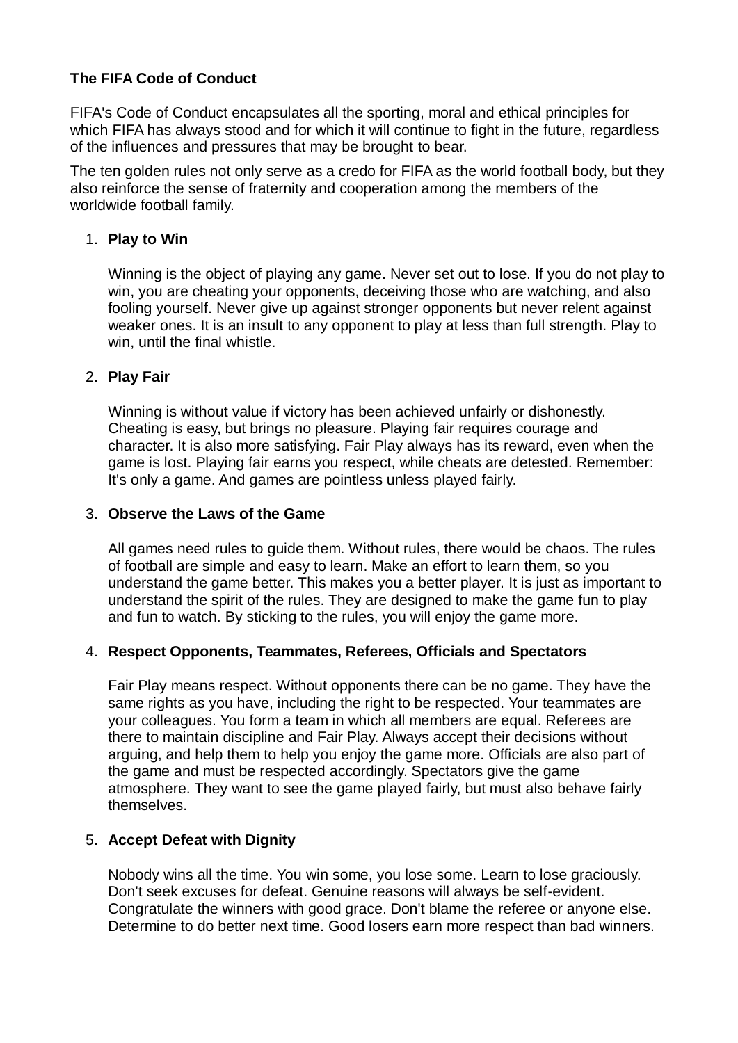**The FIFA Code of Conduct**

FIFA's Code of Conduct encapsulates all the sporting, moral and ethical principles for which FIFA has always stood and for which it will continue to fight in the future, regardless of the influences and pressures that may be brought to bear.

The ten golden rules not only serve as a credo for FIFA as the world football body, but they also reinforce the sense of fraternity and cooperation among the members of the worldwide football family.

1. **Play to Win**

   Winning is the object of playing any game. Never set out to lose. If you do not play to win, you are cheating your opponents, deceiving those who are watching, and also fooling yourself. Never give up against stronger opponents but never relent against weaker ones. It is an insult to any opponent to play at less than full strength. Play to win, until the final whistle.

2. **Play Fair**

   Winning is without value if victory has been achieved unfairly or dishonestly. Cheating is easy, but brings no pleasure. Playing fair requires courage and character. It is also more satisfying. Fair Play always has its reward, even when the game is lost. Playing fair earns you respect, while cheats are detested. Remember: It's only a game. And games are pointless unless played fairly.

3. **Observe the Laws of the Game**

   All games need rules to guide them. Without rules, there would be chaos. The rules of football are simple and easy to learn. Make an effort to learn them, so you understand the game better. This makes you a better player. It is just as important to understand the spirit of the rules. They are designed to make the game fun to play and fun to watch. By sticking to the rules, you will enjoy the game more.

4. **Respect Opponents, Teammates, Referees, Officials and Spectators**

   Fair Play means respect. Without opponents there can be no game. They have the same rights as you have, including the right to be respected. Your teammates are your colleagues. You form a team in which all members are equal. Referees are there to maintain discipline and Fair Play. Always accept their decisions without arguing, and help them to help you enjoy the game more. Officials are also part of the game and must be respected accordingly. Spectators give the game atmosphere. They want to see the game played fairly, but must also behave fairly themselves.

5. **Accept Defeat with Dignity**

   Nobody wins all the time. You win some, you lose some. Learn to lose graciously. Don't seek excuses for defeat. Genuine reasons will always be self-evident. Congratulate the winners with good grace. Don't blame the referee or anyone else. Determine to do better next time. Good losers earn more respect than bad winners.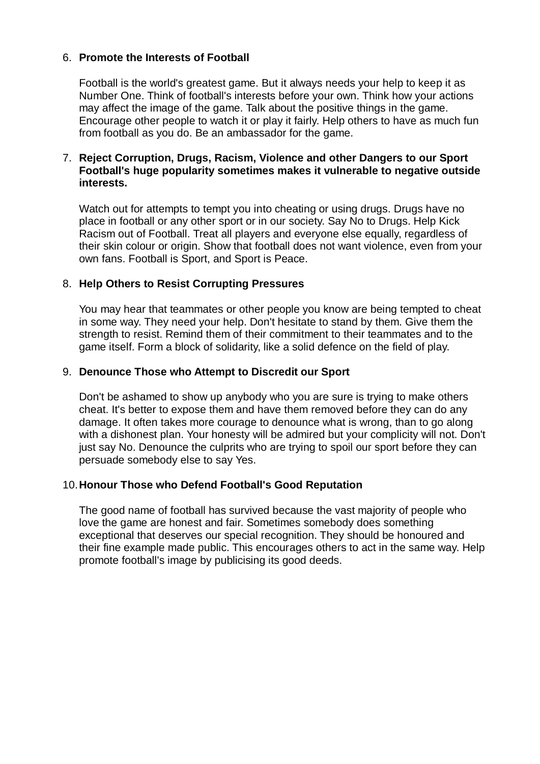6. **Promote the Interests of Football**

   Football is the world's greatest game. But it always needs your help to keep it as Number One. Think of football's interests before your own. Think how your actions may affect the image of the game. Talk about the positive things in the game. Encourage other people to watch it or play it fairly. Help others to have as much fun from football as you do. Be an ambassador for the game.

7. **Reject Corruption, Drugs, Racism, Violence and other Dangers to our Sport Football's huge popularity sometimes makes it vulnerable to negative outside interests.**

   Watch out for attempts to tempt you into cheating or using drugs. Drugs have no place in football or any other sport or in our society. Say No to Drugs. Help Kick Racism out of Football. Treat all players and everyone else equally, regardless of their skin colour or origin. Show that football does not want violence, even from your own fans. Football is Sport, and Sport is Peace.

8. **Help Others to Resist Corrupting Pressures**

   You may hear that teammates or other people you know are being tempted to cheat in some way. They need your help. Don't hesitate to stand by them. Give them the strength to resist. Remind them of their commitment to their teammates and to the game itself. Form a block of solidarity, like a solid defence on the field of play.

9. **Denounce Those who Attempt to Discredit our Sport**

   Don't be ashamed to show up anybody who you are sure is trying to make others cheat. It's better to expose them and have them removed before they can do any damage. It often takes more courage to denounce what is wrong, than to go along with a dishonest plan. Your honesty will be admired but your complicity will not. Don't just say No. Denounce the culprits who are trying to spoil our sport before they can persuade somebody else to say Yes.

10. **Honour Those who Defend Football's Good Reputation**

    The good name of football has survived because the vast majority of people who love the game are honest and fair. Sometimes somebody does something exceptional that deserves our special recognition. They should be honoured and their fine example made public. This encourages others to act in the same way. Help promote football's image by publicising its good deeds.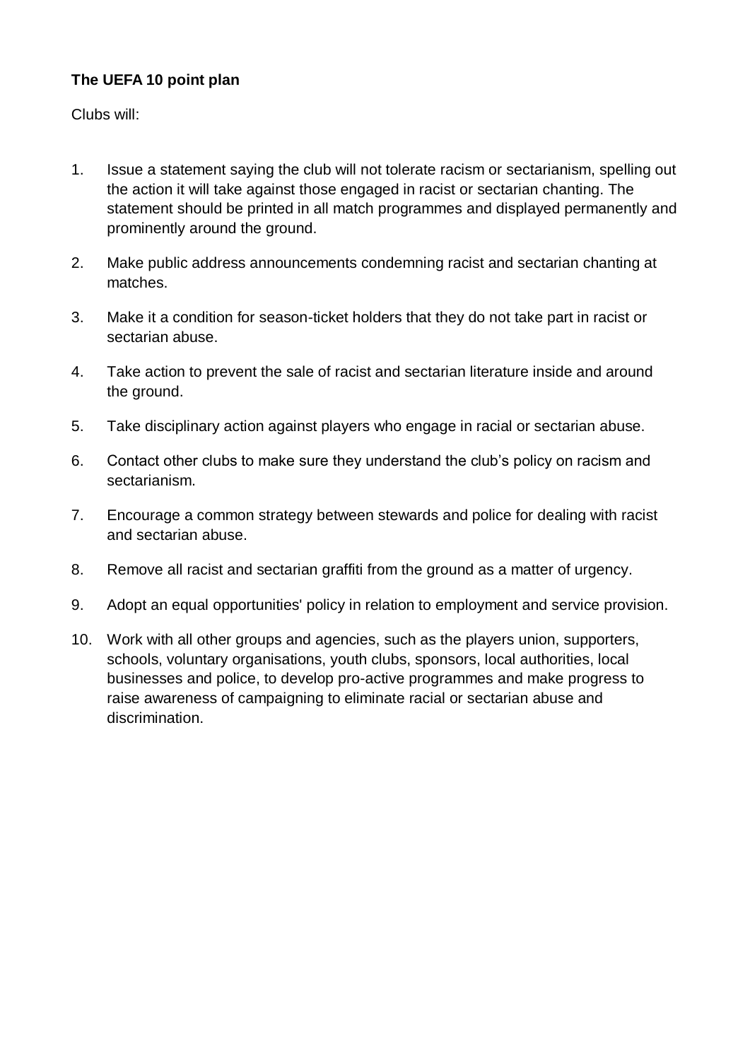**The UEFA 10 point plan**

Clubs will:

1. Issue a statement saying the club will not tolerate racism or sectarianism, spelling out the action it will take against those engaged in racist or sectarian chanting. The statement should be printed in all match programmes and displayed permanently and prominently around the ground.

2. Make public address announcements condemning racist and sectarian chanting at matches.

3. Make it a condition for season-ticket holders that they do not take part in racist or sectarian abuse.

4. Take action to prevent the sale of racist and sectarian literature inside and around the ground.

5. Take disciplinary action against players who engage in racial or sectarian abuse.

6. Contact other clubs to make sure they understand the club's policy on racism and sectarianism.

7. Encourage a common strategy between stewards and police for dealing with racist and sectarian abuse.

8. Remove all racist and sectarian graffiti from the ground as a matter of urgency.

9. Adopt an equal opportunities' policy in relation to employment and service provision.

10. Work with all other groups and agencies, such as the players union, supporters, schools, voluntary organisations, youth clubs, sponsors, local authorities, local businesses and police, to develop pro-active programmes and make progress to raise awareness of campaigning to eliminate racial or sectarian abuse and discrimination.